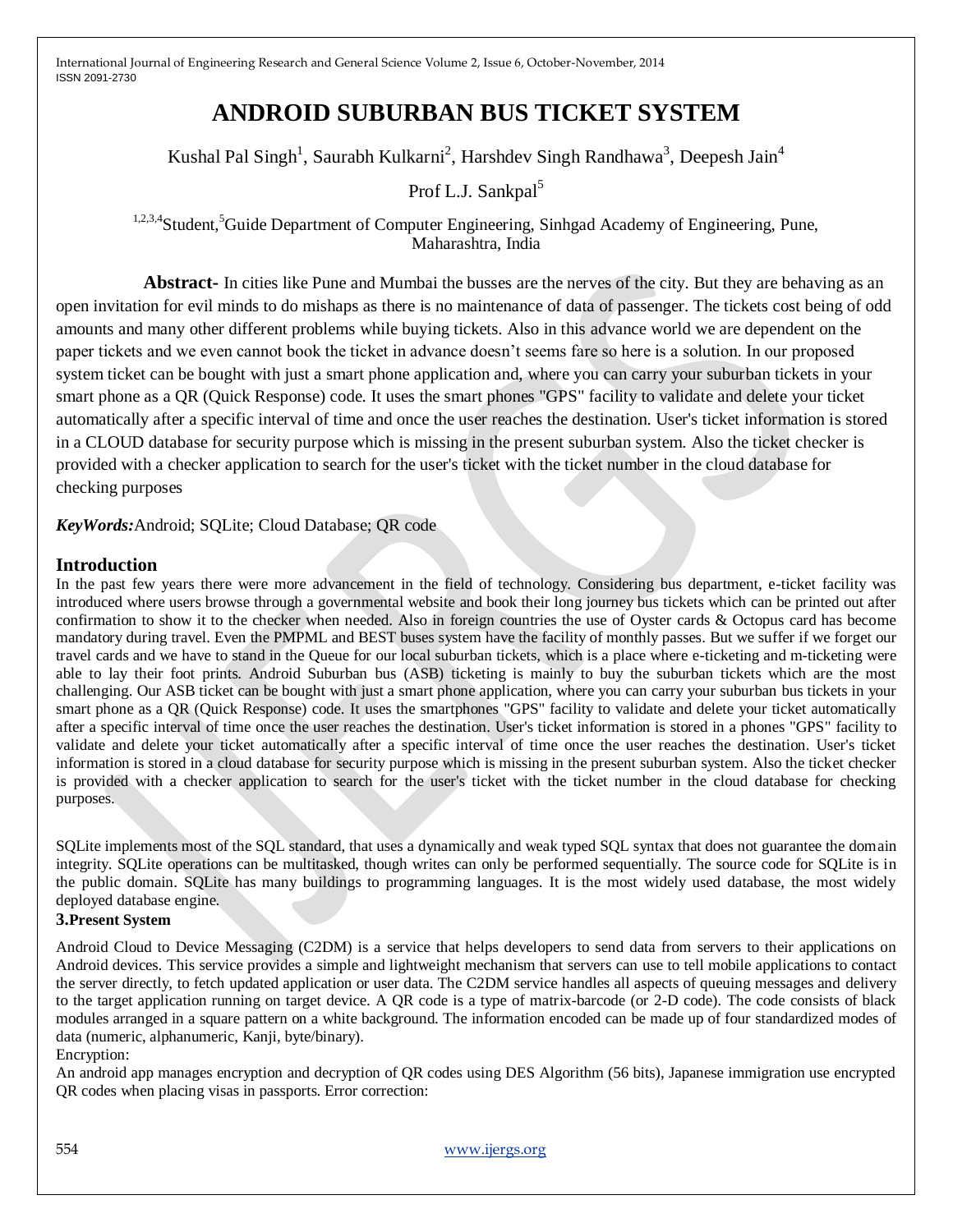# ANDROID SUBURBAN BUS TICKET SYSTEM

Kushal Pal Singh[1], Saurabh Kulkarni[2], Harshdev Singh Randhawa[3], Deepesh Jain[4]

Prof L.J. Sankpal[5]

[1,2,3,4]Student,[5]Guide Department of Computer Engineering, Sinhgad Academy of Engineering, Pune, Maharashtra, India

**Abstract-** In cities like Pune and Mumbai the busses are the nerves of the city. But they are behaving as an open invitation for evil minds to do mishaps as there is no maintenance of data of passenger. The tickets cost being of odd amounts and many other different problems while buying tickets. Also in this advance world we are dependent on the paper tickets and we even cannot book the ticket in advance doesn't seems fare so here is a solution. In our proposed system ticket can be bought with just a smart phone application and, where you can carry your suburban tickets in your smart phone as a QR (Quick Response) code. It uses the smart phones "GPS" facility to validate and delete your ticket automatically after a specific interval of time and once the user reaches the destination. User's ticket information is stored in a CLOUD database for security purpose which is missing in the present suburban system. Also the ticket checker is provided with a checker application to search for the user's ticket with the ticket number in the cloud database for checking purposes

***KeyWords:***Android; SQLite; Cloud Database; QR code

## Introduction

In the past few years there were more advancement in the field of technology. Considering bus department, e-ticket facility was introduced where users browse through a governmental website and book their long journey bus tickets which can be printed out after confirmation to show it to the checker when needed. Also in foreign countries the use of Oyster cards & Octopus card has become mandatory during travel. Even the PMPML and BEST buses system have the facility of monthly passes. But we suffer if we forget our travel cards and we have to stand in the Queue for our local suburban tickets, which is a place where e-ticketing and m-ticketing were able to lay their foot prints. Android Suburban bus (ASB) ticketing is mainly to buy the suburban tickets which are the most challenging. Our ASB ticket can be bought with just a smart phone application, where you can carry your suburban bus tickets in your smart phone as a QR (Quick Response) code. It uses the smartphones "GPS" facility to validate and delete your ticket automatically after a specific interval of time once the user reaches the destination. User's ticket information is stored in a phones "GPS" facility to validate and delete your ticket automatically after a specific interval of time once the user reaches the destination. User's ticket information is stored in a cloud database for security purpose which is missing in the present suburban system. Also the ticket checker is provided with a checker application to search for the user's ticket with the ticket number in the cloud database for checking purposes.

SQLite implements most of the SQL standard, that uses a dynamically and weak typed SQL syntax that does not guarantee the domain integrity. SQLite operations can be multitasked, though writes can only be performed sequentially. The source code for SQLite is in the public domain. SQLite has many buildings to programming languages. It is the most widely used database, the most widely deployed database engine.

### 3.Present System

Android Cloud to Device Messaging (C2DM) is a service that helps developers to send data from servers to their applications on Android devices. This service provides a simple and lightweight mechanism that servers can use to tell mobile applications to contact the server directly, to fetch updated application or user data. The C2DM service handles all aspects of queuing messages and delivery to the target application running on target device. A QR code is a type of matrix-barcode (or 2-D code). The code consists of black modules arranged in a square pattern on a white background. The information encoded can be made up of four standardized modes of data (numeric, alphanumeric, Kanji, byte/binary).

Encryption:

An android app manages encryption and decryption of QR codes using DES Algorithm (56 bits), Japanese immigration use encrypted QR codes when placing visas in passports. Error correction: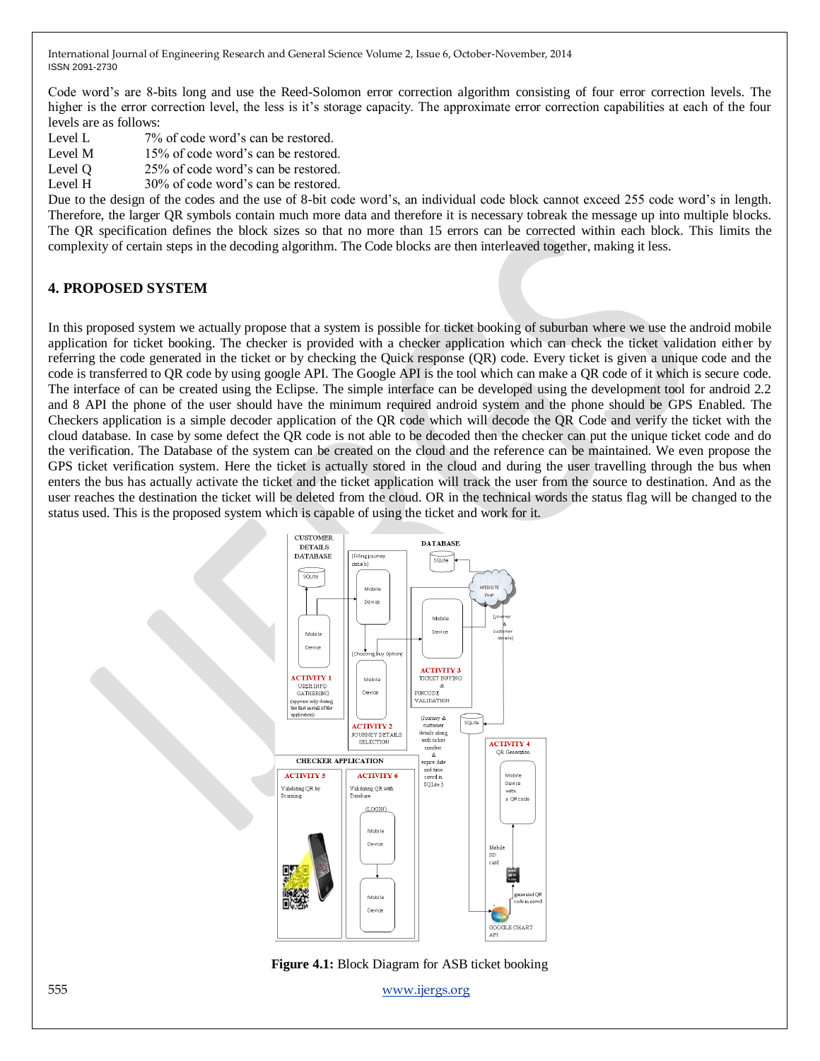Code word's are 8-bits long and use the Reed-Solomon error correction algorithm consisting of four error correction levels. The higher is the error correction level, the less is it's storage capacity. The approximate error correction capabilities at each of the four levels are as follows:

Level L 7% of code word's can be restored.
Level M 15% of code word's can be restored.
Level Q 25% of code word's can be restored.
Level H 30% of code word's can be restored.

Due to the design of the codes and the use of 8-bit code word's, an individual code block cannot exceed 255 code word's in length. Therefore, the larger QR symbols contain much more data and therefore it is necessary tobreak the message up into multiple blocks. The QR specification defines the block sizes so that no more than 15 errors can be corrected within each block. This limits the complexity of certain steps in the decoding algorithm. The Code blocks are then interleaved together, making it less.

## 4. PROPOSED SYSTEM

In this proposed system we actually propose that a system is possible for ticket booking of suburban where we use the android mobile application for ticket booking. The checker is provided with a checker application which can check the ticket validation either by referring the code generated in the ticket or by checking the Quick response (QR) code. Every ticket is given a unique code and the code is transferred to QR code by using google API. The Google API is the tool which can make a QR code of it which is secure code. The interface of can be created using the Eclipse. The simple interface can be developed using the development tool for android 2.2 and 8 API the phone of the user should have the minimum required android system and the phone should be GPS Enabled. The Checkers application is a simple decoder application of the QR code which will decode the QR Code and verify the ticket with the cloud database. In case by some defect the QR code is not able to be decoded then the checker can put the unique ticket code and do the verification. The Database of the system can be created on the cloud and the reference can be maintained. We even propose the GPS ticket verification system. Here the ticket is actually stored in the cloud and during the user travelling through the bus when enters the bus has actually activate the ticket and the ticket application will track the user from the source to destination. And as the user reaches the destination the ticket will be deleted from the cloud. OR in the technical words the status flag will be changed to the status used. This is the proposed system which is capable of using the ticket and work for it.

**Figure 4.1:** Block Diagram for ASB ticket booking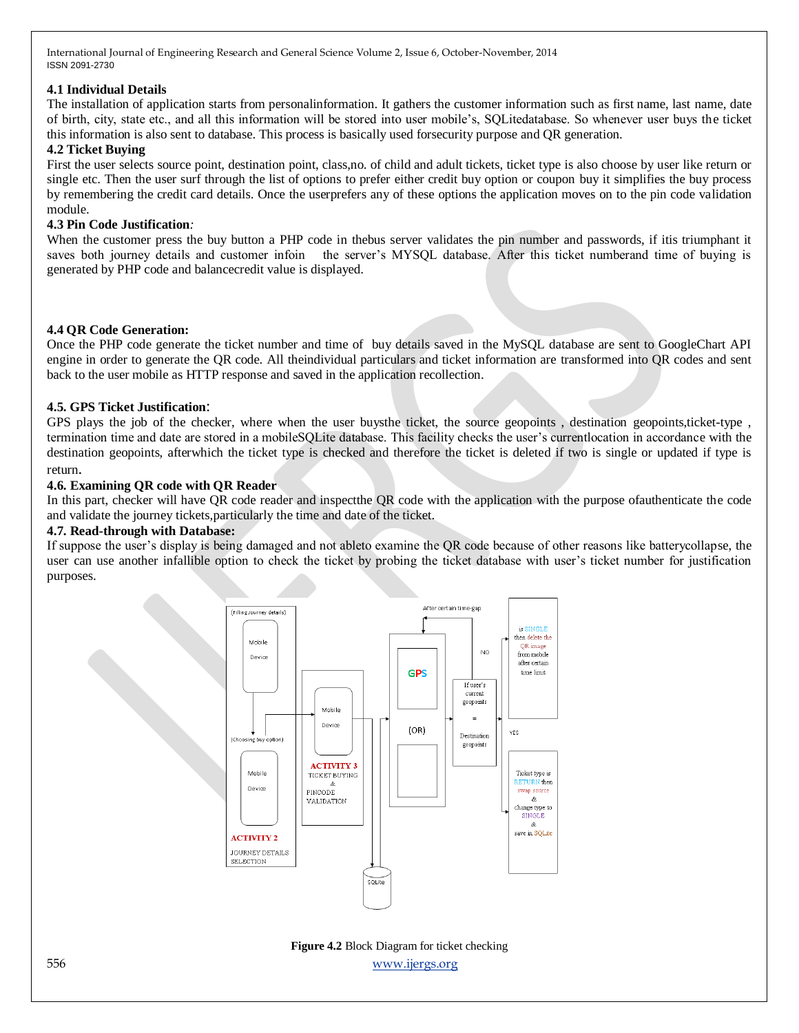### 4.1 Individual Details

The installation of application starts from personalinformation. It gathers the customer information such as first name, last name, date of birth, city, state etc., and all this information will be stored into user mobile's, SQLitedatabase. So whenever user buys the ticket this information is also sent to database. This process is basically used forsecurity purpose and QR generation.

### 4.2 Ticket Buying

First the user selects source point, destination point, class,no. of child and adult tickets, ticket type is also choose by user like return or single etc. Then the user surf through the list of options to prefer either credit buy option or coupon buy it simplifies the buy process by remembering the credit card details. Once the userprefers any of these options the application moves on to the pin code validation module.

### 4.3 Pin Code Justification*:*

When the customer press the buy button a PHP code in thebus server validates the pin number and passwords, if itis triumphant it saves both journey details and customer infoin the server's MYSQL database. After this ticket numberand time of buying is generated by PHP code and balancecredit value is displayed.

### 4.4 QR Code Generation:

Once the PHP code generate the ticket number and time of buy details saved in the MySQL database are sent to GoogleChart API engine in order to generate the QR code. All theindividual particulars and ticket information are transformed into QR codes and sent back to the user mobile as HTTP response and saved in the application recollection.

### 4.5. GPS Ticket Justification:

GPS plays the job of the checker, where when the user buysthe ticket, the source geopoints , destination geopoints,ticket-type , termination time and date are stored in a mobileSQLite database. This facility checks the user's currentlocation in accordance with the destination geopoints, afterwhich the ticket type is checked and therefore the ticket is deleted if two is single or updated if type is return.

### 4.6. Examining QR code with QR Reader

In this part, checker will have QR code reader and inspectthe QR code with the application with the purpose ofauthenticate the code and validate the journey tickets,particularly the time and date of the ticket.

### 4.7. Read-through with Database:

If suppose the user's display is being damaged and not ableto examine the QR code because of other reasons like batterycollapse, the user can use another infallible option to check the ticket by probing the ticket database with user's ticket number for justification purposes.

**Figure 4.2** Block Diagram for ticket checking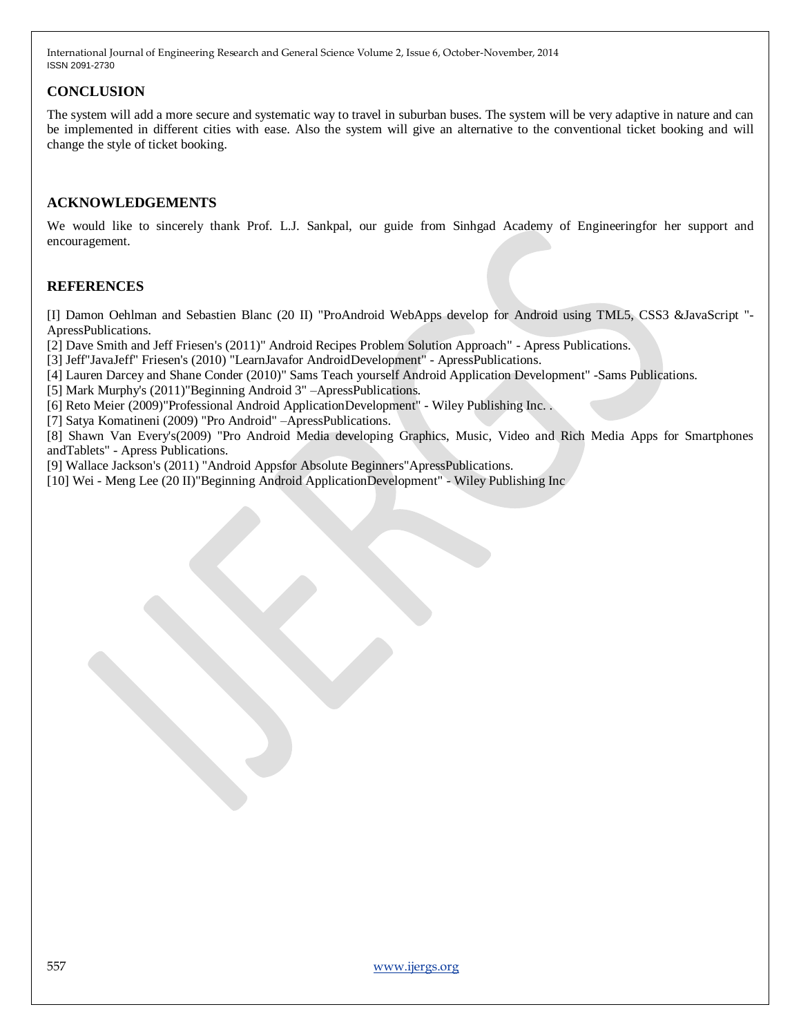## CONCLUSION

The system will add a more secure and systematic way to travel in suburban buses. The system will be very adaptive in nature and can be implemented in different cities with ease. Also the system will give an alternative to the conventional ticket booking and will change the style of ticket booking.

## ACKNOWLEDGEMENTS

We would like to sincerely thank Prof. L.J. Sankpal, our guide from Sinhgad Academy of Engineeringfor her support and encouragement.

## REFERENCES

[I] Damon Oehlman and Sebastien Blanc (20 II) "ProAndroid WebApps develop for Android using TML5, CSS3 &JavaScript "- ApressPublications.

[2] Dave Smith and Jeff Friesen's (2011)" Android Recipes Problem Solution Approach" - Apress Publications.

[3] Jeff"JavaJeff" Friesen's (2010) "LearnJavafor AndroidDevelopment" - ApressPublications.

[4] Lauren Darcey and Shane Conder (2010)" Sams Teach yourself Android Application Development" -Sams Publications.

[5] Mark Murphy's (2011)"Beginning Android 3" –ApressPublications.

[6] Reto Meier (2009)"Professional Android ApplicationDevelopment" - Wiley Publishing Inc. .

[7] Satya Komatineni (2009) "Pro Android" –ApressPublications.

[8] Shawn Van Every's(2009) "Pro Android Media developing Graphics, Music, Video and Rich Media Apps for Smartphones andTablets" - Apress Publications.

[9] Wallace Jackson's (2011) "Android Appsfor Absolute Beginners"ApressPublications.

[10] Wei - Meng Lee (20 II)"Beginning Android ApplicationDevelopment" - Wiley Publishing Inc